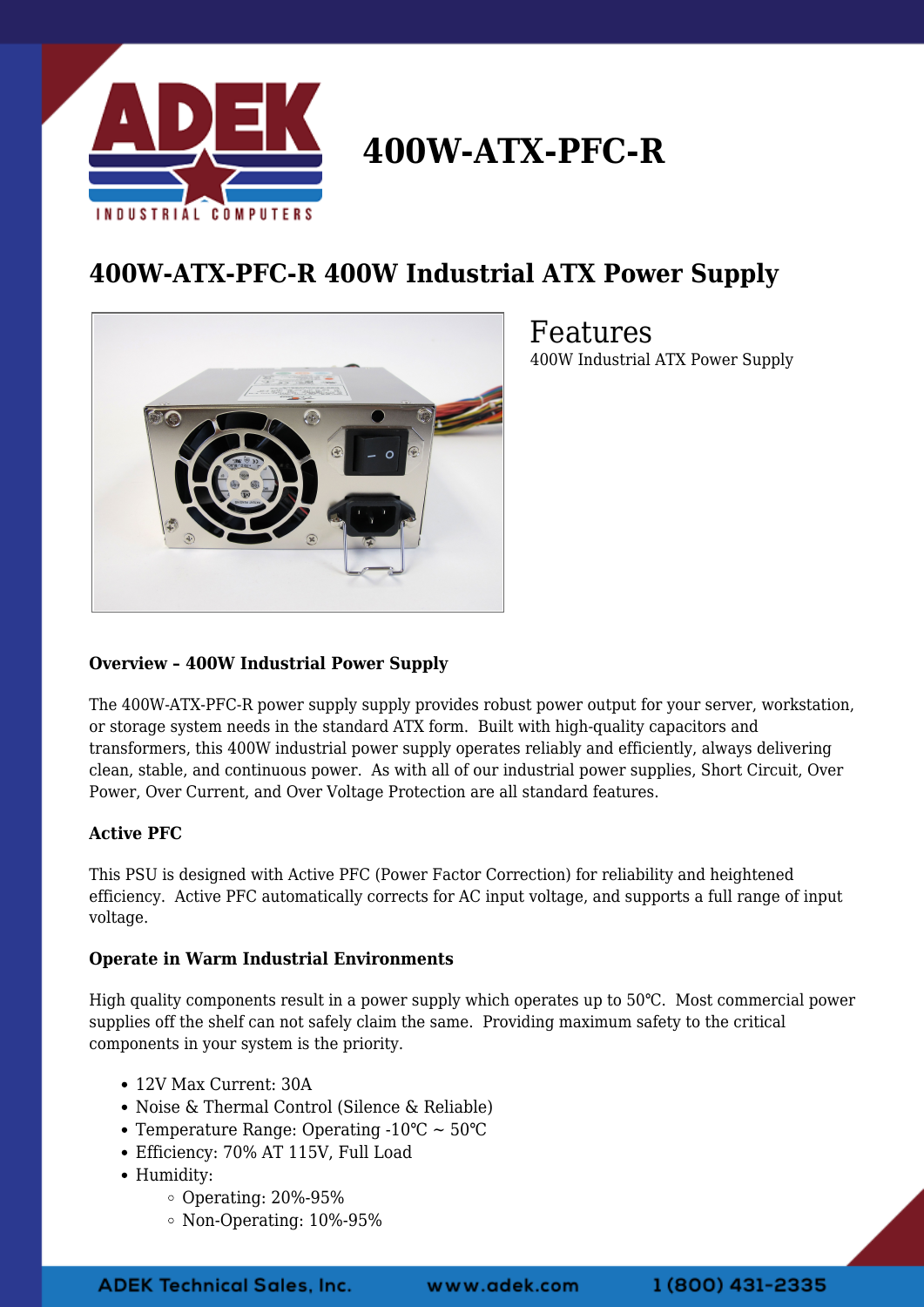# 400W-ATX-PFC-R

## 400W-ATX-PFC-R 400W Industrial ATX Power Supply

### Features

400W Industrial ATX Power Supply

**Overview – 400W Industrial Power Supply**

The 400W-ATX-PFC-R power supply supply provides robust power output for your server, workstation, or storage system needs in the standard ATX form. Built with high-quality capacitors and transformers, this 400W industrial power supply operates reliably and efficiently, always delivering clean, stable, and continuous power. As with all of our industrial power supplies, Short Circuit, Over Power, Over Current, and Over Voltage Protection are all standard features.

**Active PFC**

This PSU is designed with Active PFC (Power Factor Correction) for reliability and heightened efficiency. Active PFC automatically corrects for AC input voltage, and supports a full range of input voltage.

**Operate in Warm Industrial Environments**

High quality components result in a power supply which operates up to 50℃. Most commercial power supplies off the shelf can not safely claim the same. Providing maximum safety to the critical components in your system is the priority.

- 12V Max Current: 30A
- Noise & Thermal Control (Silence & Reliable)
- Temperature Range: Operating -10℃ ~ 50℃
- Efficiency: 70% AT 115V, Full Load
- Humidity:
  - Operating: 20%-95%
  - Non-Operating: 10%-95%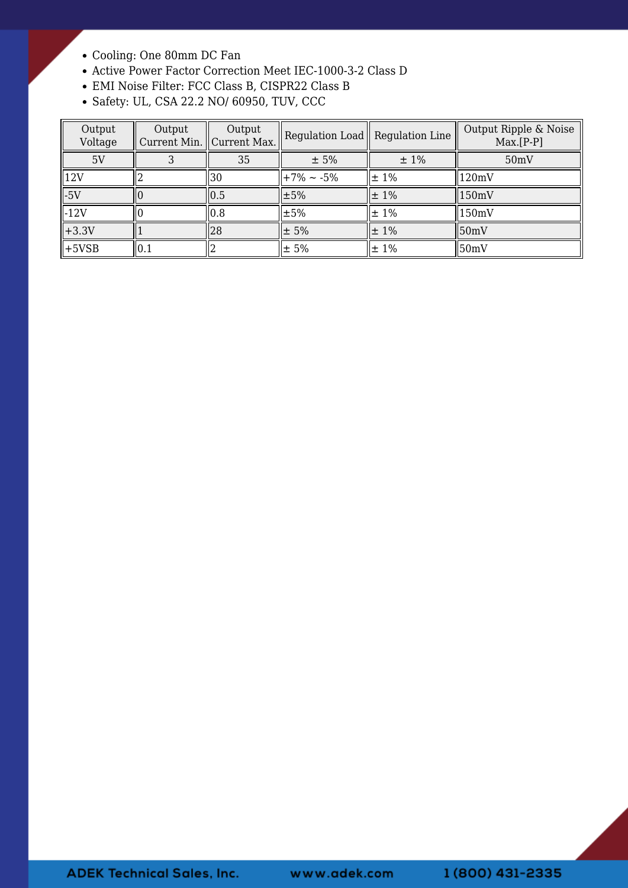- Cooling: One 80mm DC Fan
- Active Power Factor Correction Meet IEC-1000-3-2 Class D
- EMI Noise Filter: FCC Class B, CISPR22 Class B
- Safety: UL, CSA 22.2 NO/ 60950, TUV, CCC

| Output Voltage | Output Current Min. | Output Current Max. | Regulation Load | Regulation Line | Output Ripple & Noise Max.[P-P] |
|---|---|---|---|---|---|
| 5V | 3 | 35 | ± 5% | ± 1% | 50mV |
| 12V | 2 | 30 | +7% ~ -5% | ± 1% | 120mV |
| -5V | 0 | 0.5 | ±5% | ± 1% | 150mV |
| -12V | 0 | 0.8 | ±5% | ± 1% | 150mV |
| +3.3V | 1 | 28 | ± 5% | ± 1% | 50mV |
| +5VSB | 0.1 | 2 | ± 5% | ± 1% | 50mV |